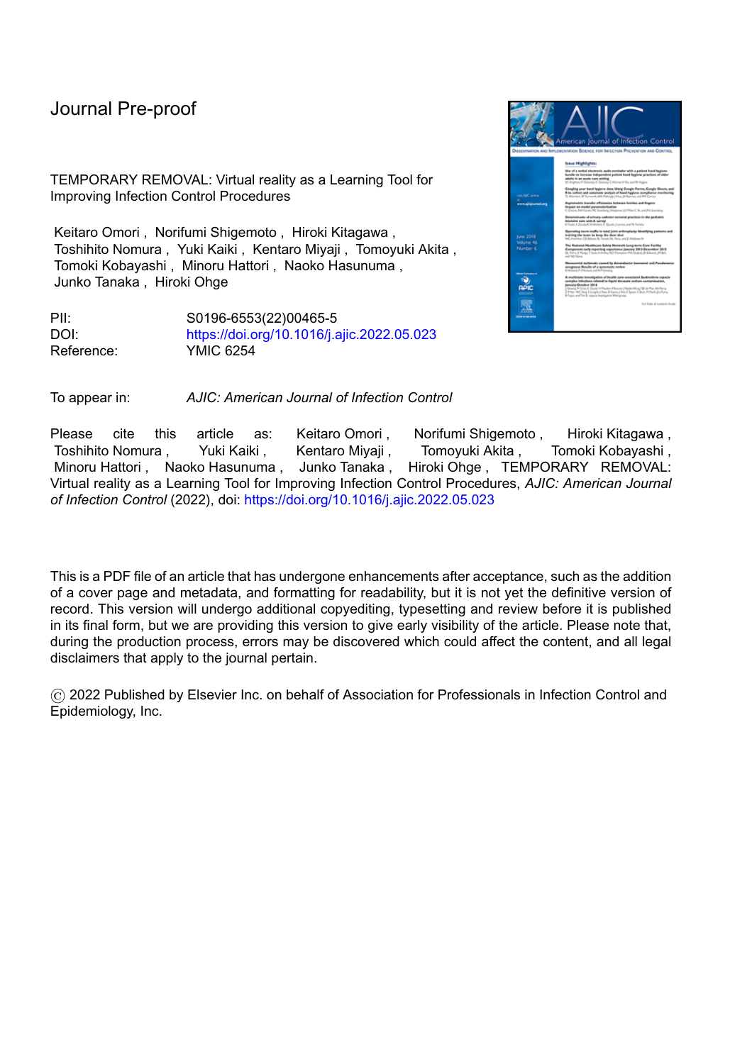Journal Pre-proof

TEMPORARY REMOVAL: Virtual reality as a Learning Tool for Improving Infection Control Procedures

Keitaro Omori , Norifumi Shigemoto , Hiroki Kitagawa , Toshihito Nomura , Yuki Kaiki , Kentaro Miyaji , Tomoyuki Akita , Tomoki Kobayashi , Minoru Hattori , Naoko Hasunuma , Junko Tanaka , Hiroki Ohge

PII: S0196-6553(22)00465-5
DOI: https://doi.org/10.1016/j.ajic.2022.05.023
Reference: YMIC 6254

To appear in: *AJIC: American Journal of Infection Control*

Please cite this article as: Keitaro Omori , Norifumi Shigemoto , Hiroki Kitagawa , Toshihito Nomura , Yuki Kaiki , Kentaro Miyaji , Tomoyuki Akita , Tomoki Kobayashi , Minoru Hattori , Naoko Hasunuma , Junko Tanaka , Hiroki Ohge , TEMPORARY REMOVAL: Virtual reality as a Learning Tool for Improving Infection Control Procedures, *AJIC: American Journal of Infection Control* (2022), doi: https://doi.org/10.1016/j.ajic.2022.05.023

This is a PDF file of an article that has undergone enhancements after acceptance, such as the addition of a cover page and metadata, and formatting for readability, but it is not yet the definitive version of record. This version will undergo additional copyediting, typesetting and review before it is published in its final form, but we are providing this version to give early visibility of the article. Please note that, during the production process, errors may be discovered which could affect the content, and all legal disclaimers that apply to the journal pertain.

© 2022 Published by Elsevier Inc. on behalf of Association for Professionals in Infection Control and Epidemiology, Inc.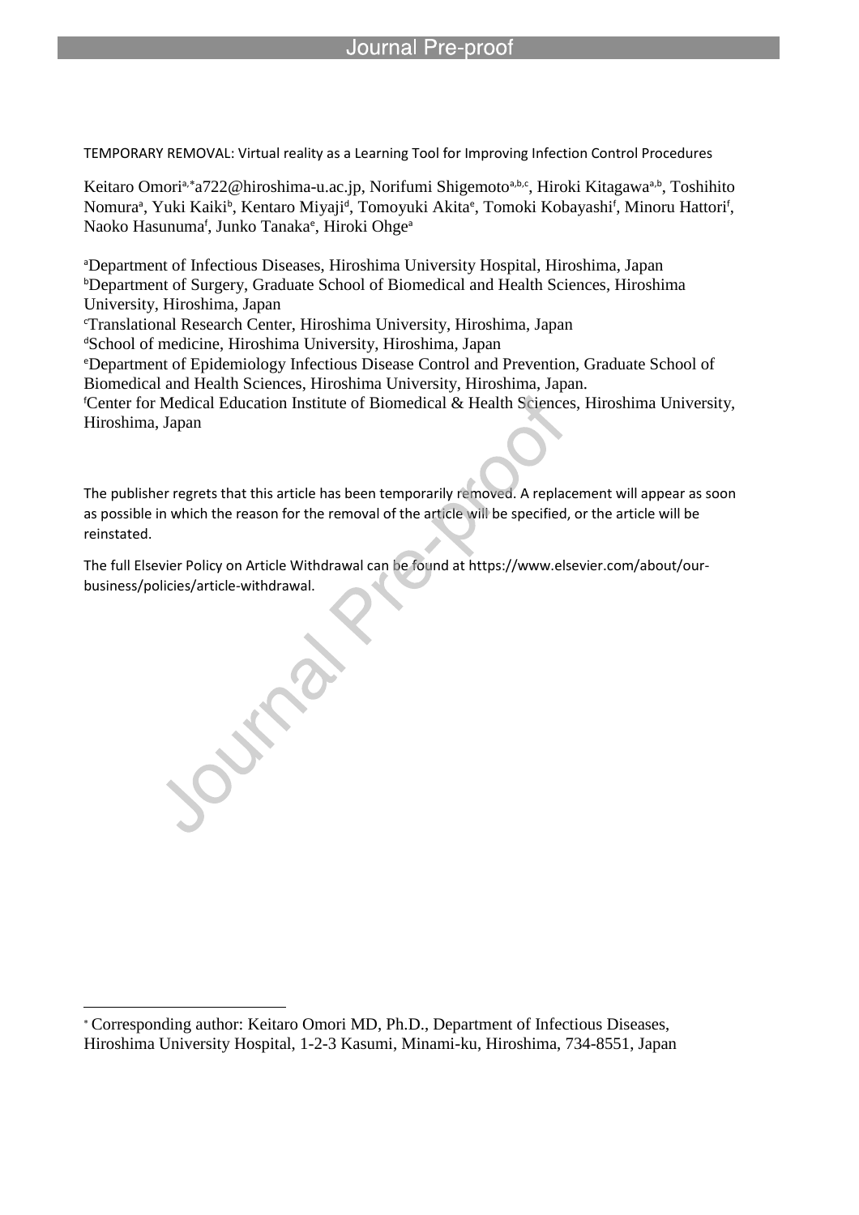TEMPORARY REMOVAL: Virtual reality as a Learning Tool for Improving Infection Control Procedures

Keitaro Omori[a,*]a722@hiroshima-u.ac.jp, Norifumi Shigemoto[a,b,c], Hiroki Kitagawa[a,b], Toshihito Nomura[a], Yuki Kaiki[b], Kentaro Miyaji[d], Tomoyuki Akita[e], Tomoki Kobayashi[f], Minoru Hattori[f], Naoko Hasunuma[f], Junko Tanaka[e], Hiroki Ohge[a]

[a]Department of Infectious Diseases, Hiroshima University Hospital, Hiroshima, Japan
[b]Department of Surgery, Graduate School of Biomedical and Health Sciences, Hiroshima University, Hiroshima, Japan
[c]Translational Research Center, Hiroshima University, Hiroshima, Japan
[d]School of medicine, Hiroshima University, Hiroshima, Japan
[e]Department of Epidemiology Infectious Disease Control and Prevention, Graduate School of Biomedical and Health Sciences, Hiroshima University, Hiroshima, Japan.
[f]Center for Medical Education Institute of Biomedical & Health Sciences, Hiroshima University, Hiroshima, Japan

The publisher regrets that this article has been temporarily removed. A replacement will appear as soon as possible in which the reason for the removal of the article will be specified, or the article will be reinstated.

The full Elsevier Policy on Article Withdrawal can be found at https://www.elsevier.com/about/our-business/policies/article-withdrawal.

[*] Corresponding author: Keitaro Omori MD, Ph.D., Department of Infectious Diseases, Hiroshima University Hospital, 1-2-3 Kasumi, Minami-ku, Hiroshima, 734-8551, Japan